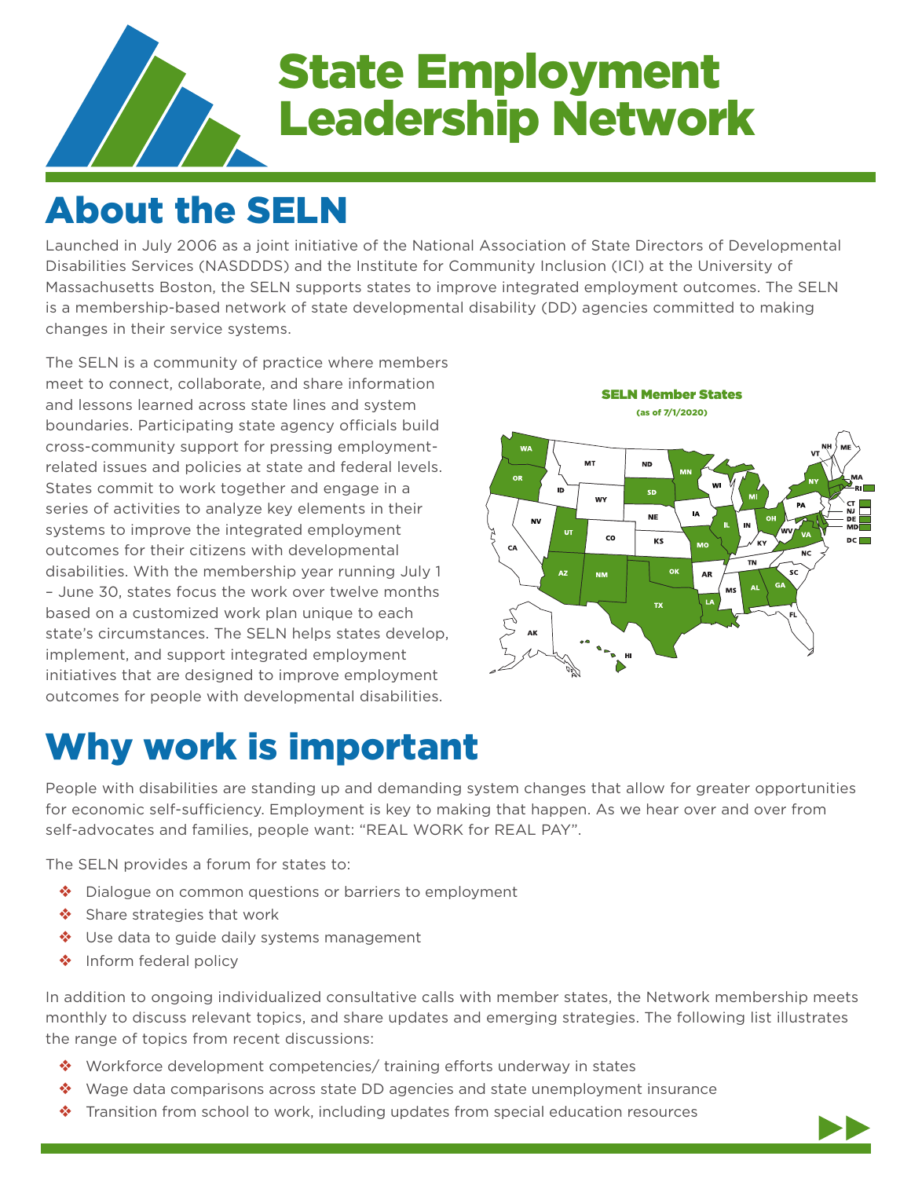# State Employment Leadership Network

## About the SELN

Launched in July 2006 as a joint initiative of the National Association of State Directors of Developmental Disabilities Services (NASDDDS) and the Institute for Community Inclusion (ICI) at the University of Massachusetts Boston, the SELN supports states to improve integrated employment outcomes. The SELN is a membership-based network of state developmental disability (DD) agencies committed to making changes in their service systems.

The SELN is a community of practice where members meet to connect, collaborate, and share information and lessons learned across state lines and system boundaries. Participating state agency officials build cross-community support for pressing employment-related issues and policies at state and federal levels. States commit to work together and engage in a series of activities to analyze key elements in their systems to improve the integrated employment outcomes for their citizens with developmental disabilities. With the membership year running July 1 – June 30, states focus the work over twelve months based on a customized work plan unique to each state's circumstances. The SELN helps states develop, implement, and support integrated employment initiatives that are designed to improve employment outcomes for people with developmental disabilities.

**SELN Member States**
(as of 7/1/2020)

## Why work is important

People with disabilities are standing up and demanding system changes that allow for greater opportunities for economic self-sufficiency. Employment is key to making that happen. As we hear over and over from self-advocates and families, people want: "REAL WORK for REAL PAY".

The SELN provides a forum for states to:

- Dialogue on common questions or barriers to employment
- Share strategies that work
- Use data to guide daily systems management
- Inform federal policy

In addition to ongoing individualized consultative calls with member states, the Network membership meets monthly to discuss relevant topics, and share updates and emerging strategies. The following list illustrates the range of topics from recent discussions:

- Workforce development competencies/ training efforts underway in states
- Wage data comparisons across state DD agencies and state unemployment insurance
- Transition from school to work, including updates from special education resources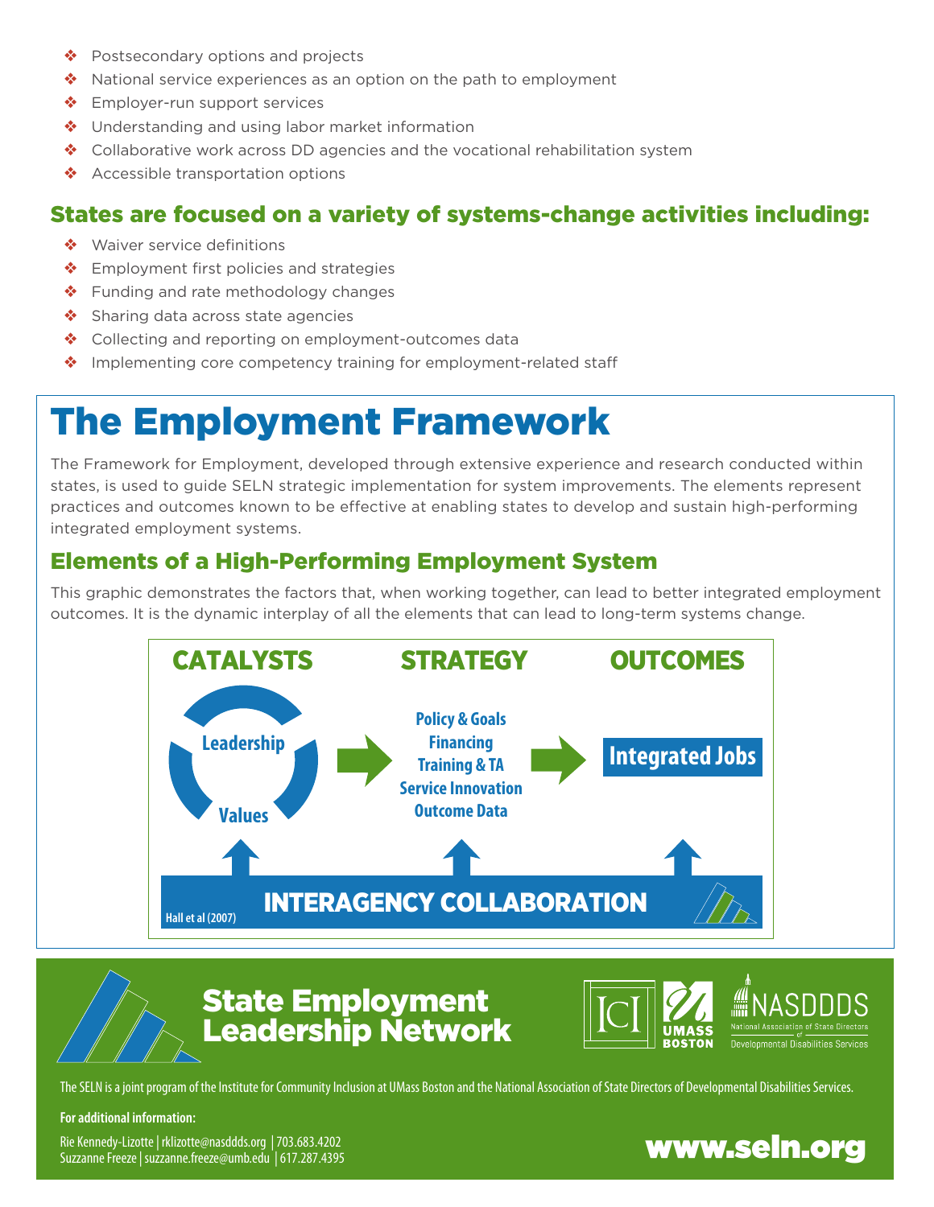- Postsecondary options and projects
- National service experiences as an option on the path to employment
- Employer-run support services
- Understanding and using labor market information
- Collaborative work across DD agencies and the vocational rehabilitation system
- Accessible transportation options

## States are focused on a variety of systems-change activities including:

- Waiver service definitions
- Employment first policies and strategies
- Funding and rate methodology changes
- Sharing data across state agencies
- Collecting and reporting on employment-outcomes data
- Implementing core competency training for employment-related staff

# The Employment Framework

The Framework for Employment, developed through extensive experience and research conducted within states, is used to guide SELN strategic implementation for system improvements. The elements represent practices and outcomes known to be effective at enabling states to develop and sustain high-performing integrated employment systems.

## Elements of a High-Performing Employment System

This graphic demonstrates the factors that, when working together, can lead to better integrated employment outcomes. It is the dynamic interplay of all the elements that can lead to long-term systems change.

CATALYSTS
Leadership
Values

STRATEGY
Policy & Goals
Financing
Training & TA
Service Innovation
Outcome Data

OUTCOMES
Integrated Jobs

INTERAGENCY COLLABORATION

Hall et al (2007)

## State Employment Leadership Network

ICI | UMASS BOSTON | NASDDDS National Association of State Directors of Developmental Disabilities Services

The SELN is a joint program of the Institute for Community Inclusion at UMass Boston and the National Association of State Directors of Developmental Disabilities Services.

**For additional information:**

Rie Kennedy-Lizotte | rklizotte@nasddds.org | 703.683.4202
Suzzanne Freeze | suzzanne.freeze@umb.edu | 617.287.4395

**www.seln.org**